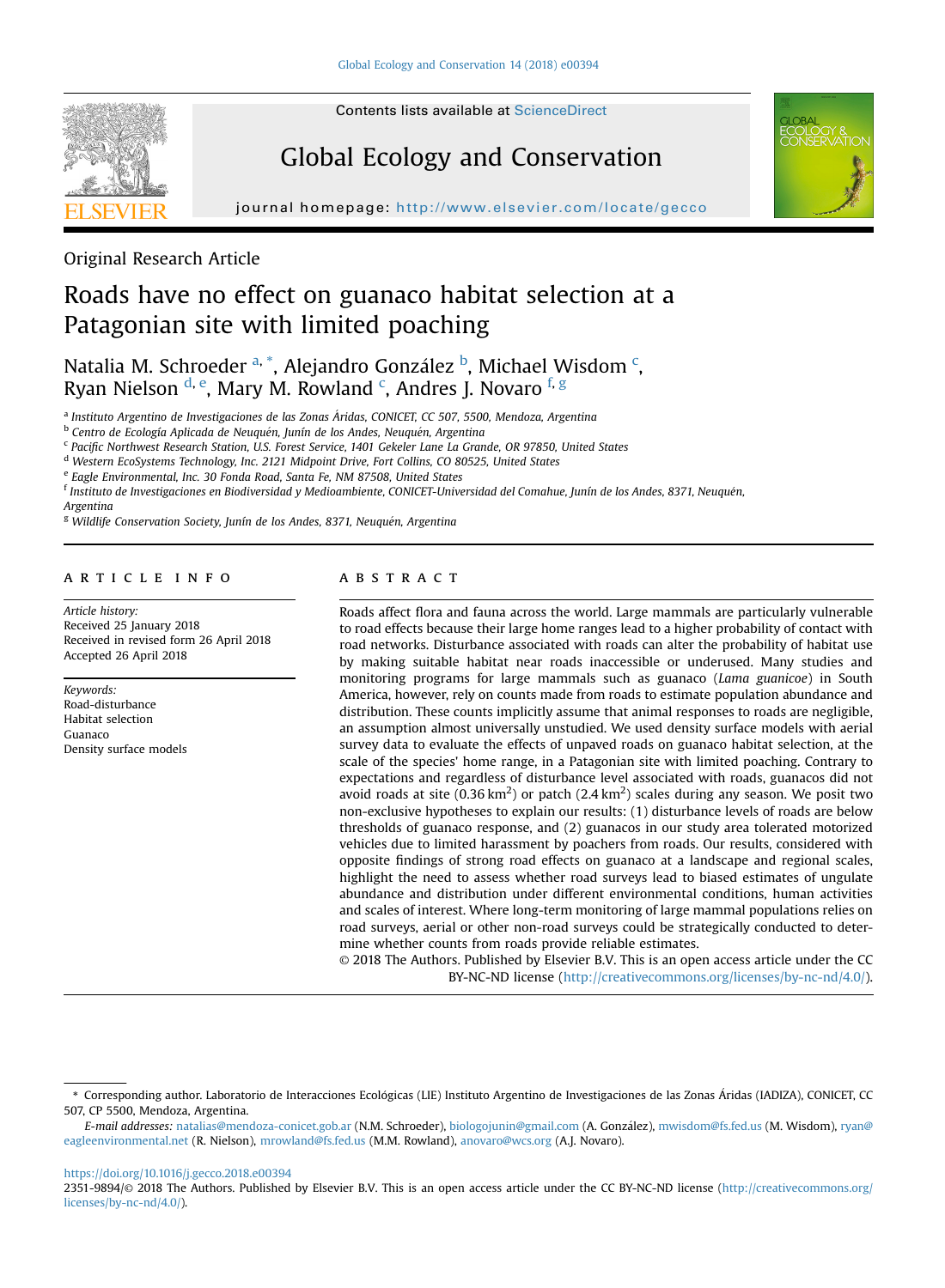Original Research Article

# Roads have no effect on guanaco habitat selection at a Patagonian site with limited poaching

Natalia M. Schroeder [a,*], Alejandro González [b], Michael Wisdom [c], Ryan Nielson [d,e], Mary M. Rowland [c], Andres J. Novaro [f,g]

[a] Instituto Argentino de Investigaciones de las Zonas Áridas, CONICET, CC 507, 5500, Mendoza, Argentina
[b] Centro de Ecología Aplicada de Neuquén, Junín de los Andes, Neuquén, Argentina
[c] Pacific Northwest Research Station, U.S. Forest Service, 1401 Gekeler Lane La Grande, OR 97850, United States
[d] Western EcoSystems Technology, Inc. 2121 Midpoint Drive, Fort Collins, CO 80525, United States
[e] Eagle Environmental, Inc. 30 Fonda Road, Santa Fe, NM 87508, United States
[f] Instituto de Investigaciones en Biodiversidad y Medioambiente, CONICET-Universidad del Comahue, Junín de los Andes, 8371, Neuquén, Argentina
[g] Wildlife Conservation Society, Junín de los Andes, 8371, Neuquén, Argentina

## ARTICLE INFO

*Article history:*
Received 25 January 2018
Received in revised form 26 April 2018
Accepted 26 April 2018

*Keywords:*
Road-disturbance
Habitat selection
Guanaco
Density surface models

## ABSTRACT

Roads affect flora and fauna across the world. Large mammals are particularly vulnerable to road effects because their large home ranges lead to a higher probability of contact with road networks. Disturbance associated with roads can alter the probability of habitat use by making suitable habitat near roads inaccessible or underused. Many studies and monitoring programs for large mammals such as guanaco (*Lama guanicoe*) in South America, however, rely on counts made from roads to estimate population abundance and distribution. These counts implicitly assume that animal responses to roads are negligible, an assumption almost universally unstudied. We used density surface models with aerial survey data to evaluate the effects of unpaved roads on guanaco habitat selection, at the scale of the species' home range, in a Patagonian site with limited poaching. Contrary to expectations and regardless of disturbance level associated with roads, guanacos did not avoid roads at site ($0.36\ km^2$) or patch ($2.4\ km^2$) scales during any season. We posit two non-exclusive hypotheses to explain our results: (1) disturbance levels of roads are below thresholds of guanaco response, and (2) guanacos in our study area tolerated motorized vehicles due to limited harassment by poachers from roads. Our results, considered with opposite findings of strong road effects on guanaco at a landscape and regional scales, highlight the need to assess whether road surveys lead to biased estimates of ungulate abundance and distribution under different environmental conditions, human activities and scales of interest. Where long-term monitoring of large mammal populations relies on road surveys, aerial or other non-road surveys could be strategically conducted to determine whether counts from roads provide reliable estimates.

© 2018 The Authors. Published by Elsevier B.V. This is an open access article under the CC BY-NC-ND license (http://creativecommons.org/licenses/by-nc-nd/4.0/).

---

\* Corresponding author. Laboratorio de Interacciones Ecológicas (LIE) Instituto Argentino de Investigaciones de las Zonas Áridas (IADIZA), CONICET, CC 507, CP 5500, Mendoza, Argentina.

*E-mail addresses:* natalias@mendoza-conicet.gob.ar (N.M. Schroeder), biologojunin@gmail.com (A. González), mwisdom@fs.fed.us (M. Wisdom), ryan@eagleenvironmental.net (R. Nielson), mrowland@fs.fed.us (M.M. Rowland), anovaro@wcs.org (A.J. Novaro).

https://doi.org/10.1016/j.gecco.2018.e00394
2351-9894/© 2018 The Authors. Published by Elsevier B.V. This is an open access article under the CC BY-NC-ND license (http://creativecommons.org/licenses/by-nc-nd/4.0/).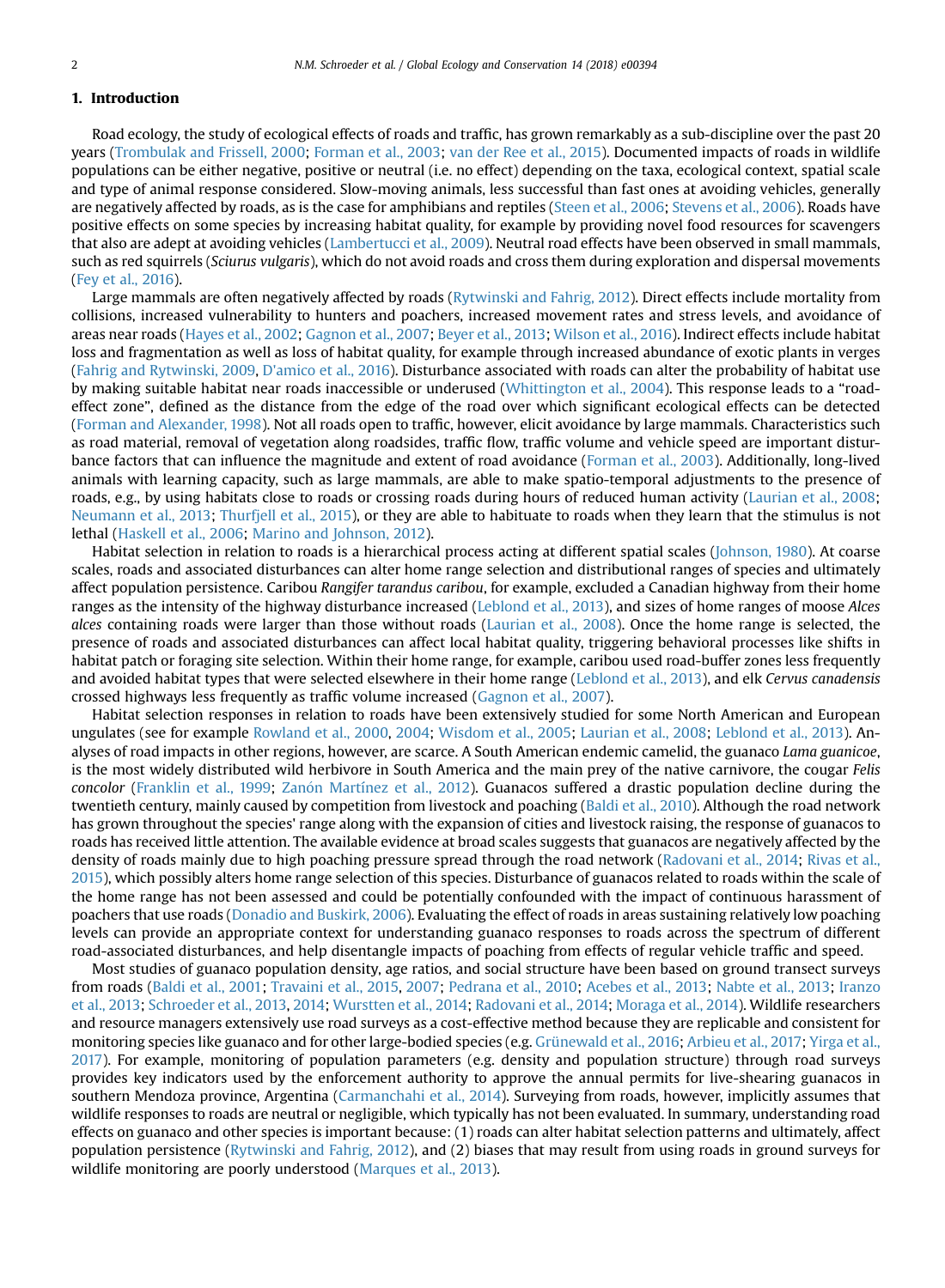## 1. Introduction

Road ecology, the study of ecological effects of roads and traffic, has grown remarkably as a sub-discipline over the past 20 years (Trombulak and Frissell, 2000; Forman et al., 2003; van der Ree et al., 2015). Documented impacts of roads in wildlife populations can be either negative, positive or neutral (i.e. no effect) depending on the taxa, ecological context, spatial scale and type of animal response considered. Slow-moving animals, less successful than fast ones at avoiding vehicles, generally are negatively affected by roads, as is the case for amphibians and reptiles (Steen et al., 2006; Stevens et al., 2006). Roads have positive effects on some species by increasing habitat quality, for example by providing novel food resources for scavengers that also are adept at avoiding vehicles (Lambertucci et al., 2009). Neutral road effects have been observed in small mammals, such as red squirrels (*Sciurus vulgaris*), which do not avoid roads and cross them during exploration and dispersal movements (Fey et al., 2016).

Large mammals are often negatively affected by roads (Rytwinski and Fahrig, 2012). Direct effects include mortality from collisions, increased vulnerability to hunters and poachers, increased movement rates and stress levels, and avoidance of areas near roads (Hayes et al., 2002; Gagnon et al., 2007; Beyer et al., 2013; Wilson et al., 2016). Indirect effects include habitat loss and fragmentation as well as loss of habitat quality, for example through increased abundance of exotic plants in verges (Fahrig and Rytwinski, 2009, D'amico et al., 2016). Disturbance associated with roads can alter the probability of habitat use by making suitable habitat near roads inaccessible or underused (Whittington et al., 2004). This response leads to a "road-effect zone", defined as the distance from the edge of the road over which significant ecological effects can be detected (Forman and Alexander, 1998). Not all roads open to traffic, however, elicit avoidance by large mammals. Characteristics such as road material, removal of vegetation along roadsides, traffic flow, traffic volume and vehicle speed are important disturbance factors that can influence the magnitude and extent of road avoidance (Forman et al., 2003). Additionally, long-lived animals with learning capacity, such as large mammals, are able to make spatio-temporal adjustments to the presence of roads, e.g., by using habitats close to roads or crossing roads during hours of reduced human activity (Laurian et al., 2008; Neumann et al., 2013; Thurfjell et al., 2015), or they are able to habituate to roads when they learn that the stimulus is not lethal (Haskell et al., 2006; Marino and Johnson, 2012).

Habitat selection in relation to roads is a hierarchical process acting at different spatial scales (Johnson, 1980). At coarse scales, roads and associated disturbances can alter home range selection and distributional ranges of species and ultimately affect population persistence. Caribou *Rangifer tarandus caribou*, for example, excluded a Canadian highway from their home ranges as the intensity of the highway disturbance increased (Leblond et al., 2013), and sizes of home ranges of moose *Alces alces* containing roads were larger than those without roads (Laurian et al., 2008). Once the home range is selected, the presence of roads and associated disturbances can affect local habitat quality, triggering behavioral processes like shifts in habitat patch or foraging site selection. Within their home range, for example, caribou used road-buffer zones less frequently and avoided habitat types that were selected elsewhere in their home range (Leblond et al., 2013), and elk *Cervus canadensis* crossed highways less frequently as traffic volume increased (Gagnon et al., 2007).

Habitat selection responses in relation to roads have been extensively studied for some North American and European ungulates (see for example Rowland et al., 2000, 2004; Wisdom et al., 2005; Laurian et al., 2008; Leblond et al., 2013). Analyses of road impacts in other regions, however, are scarce. A South American endemic camelid, the guanaco *Lama guanicoe*, is the most widely distributed wild herbivore in South America and the main prey of the native carnivore, the cougar *Felis concolor* (Franklin et al., 1999; Zanón Martínez et al., 2012). Guanacos suffered a drastic population decline during the twentieth century, mainly caused by competition from livestock and poaching (Baldi et al., 2010). Although the road network has grown throughout the species' range along with the expansion of cities and livestock raising, the response of guanacos to roads has received little attention. The available evidence at broad scales suggests that guanacos are negatively affected by the density of roads mainly due to high poaching pressure spread through the road network (Radovani et al., 2014; Rivas et al., 2015), which possibly alters home range selection of this species. Disturbance of guanacos related to roads within the scale of the home range has not been assessed and could be potentially confounded with the impact of continuous harassment of poachers that use roads (Donadio and Buskirk, 2006). Evaluating the effect of roads in areas sustaining relatively low poaching levels can provide an appropriate context for understanding guanaco responses to roads across the spectrum of different road-associated disturbances, and help disentangle impacts of poaching from effects of regular vehicle traffic and speed.

Most studies of guanaco population density, age ratios, and social structure have been based on ground transect surveys from roads (Baldi et al., 2001; Travaini et al., 2015, 2007; Pedrana et al., 2010; Acebes et al., 2013; Nabte et al., 2013; Iranzo et al., 2013; Schroeder et al., 2013, 2014; Wurstten et al., 2014; Radovani et al., 2014; Moraga et al., 2014). Wildlife researchers and resource managers extensively use road surveys as a cost-effective method because they are replicable and consistent for monitoring species like guanaco and for other large-bodied species (e.g. Grünewald et al., 2016; Arbieu et al., 2017; Yirga et al., 2017). For example, monitoring of population parameters (e.g. density and population structure) through road surveys provides key indicators used by the enforcement authority to approve the annual permits for live-shearing guanacos in southern Mendoza province, Argentina (Carmanchahi et al., 2014). Surveying from roads, however, implicitly assumes that wildlife responses to roads are neutral or negligible, which typically has not been evaluated. In summary, understanding road effects on guanaco and other species is important because: (1) roads can alter habitat selection patterns and ultimately, affect population persistence (Rytwinski and Fahrig, 2012), and (2) biases that may result from using roads in ground surveys for wildlife monitoring are poorly understood (Marques et al., 2013).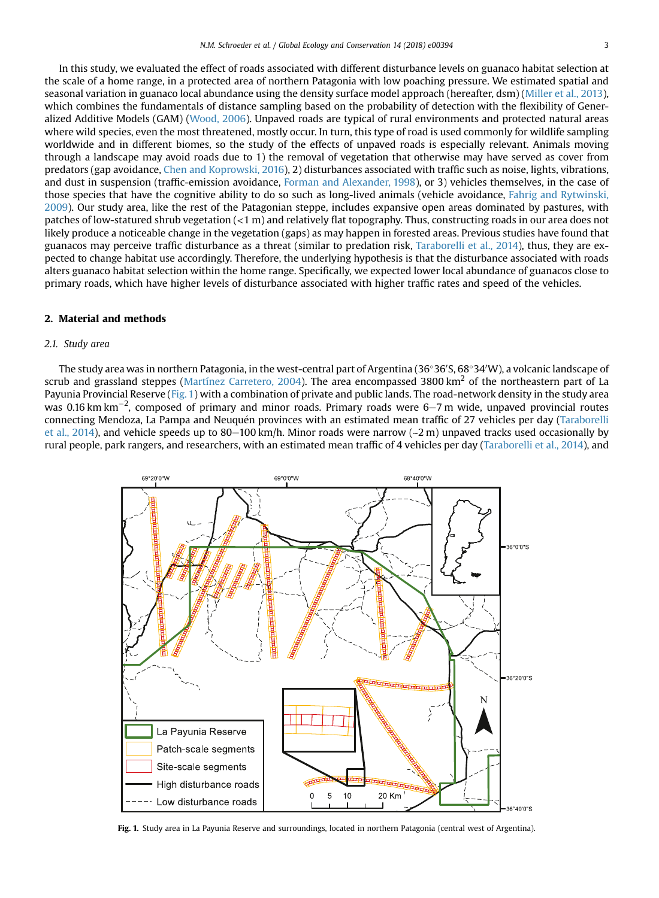In this study, we evaluated the effect of roads associated with different disturbance levels on guanaco habitat selection at the scale of a home range, in a protected area of northern Patagonia with low poaching pressure. We estimated spatial and seasonal variation in guanaco local abundance using the density surface model approach (hereafter, dsm) (Miller et al., 2013), which combines the fundamentals of distance sampling based on the probability of detection with the flexibility of Generalized Additive Models (GAM) (Wood, 2006). Unpaved roads are typical of rural environments and protected natural areas where wild species, even the most threatened, mostly occur. In turn, this type of road is used commonly for wildlife sampling worldwide and in different biomes, so the study of the effects of unpaved roads is especially relevant. Animals moving through a landscape may avoid roads due to 1) the removal of vegetation that otherwise may have served as cover from predators (gap avoidance, Chen and Koprowski, 2016), 2) disturbances associated with traffic such as noise, lights, vibrations, and dust in suspension (traffic-emission avoidance, Forman and Alexander, 1998), or 3) vehicles themselves, in the case of those species that have the cognitive ability to do so such as long-lived animals (vehicle avoidance, Fahrig and Rytwinski, 2009). Our study area, like the rest of the Patagonian steppe, includes expansive open areas dominated by pastures, with patches of low-statured shrub vegetation (<1 m) and relatively flat topography. Thus, constructing roads in our area does not likely produce a noticeable change in the vegetation (gaps) as may happen in forested areas. Previous studies have found that guanacos may perceive traffic disturbance as a threat (similar to predation risk, Taraborelli et al., 2014), thus, they are expected to change habitat use accordingly. Therefore, the underlying hypothesis is that the disturbance associated with roads alters guanaco habitat selection within the home range. Specifically, we expected lower local abundance of guanacos close to primary roads, which have higher levels of disturbance associated with higher traffic rates and speed of the vehicles.

## 2. Material and methods

### 2.1. Study area

The study area was in northern Patagonia, in the west-central part of Argentina (36°36′S, 68°34′W), a volcanic landscape of scrub and grassland steppes (Martínez Carretero, 2004). The area encompassed 3800 km$^2$ of the northeastern part of La Payunia Provincial Reserve (Fig. 1) with a combination of private and public lands. The road-network density in the study area was 0.16 km km$^{-2}$, composed of primary and minor roads. Primary roads were 6–7 m wide, unpaved provincial routes connecting Mendoza, La Pampa and Neuquén provinces with an estimated mean traffic of 27 vehicles per day (Taraborelli et al., 2014), and vehicle speeds up to 80–100 km/h. Minor roads were narrow (~2 m) unpaved tracks used occasionally by rural people, park rangers, and researchers, with an estimated mean traffic of 4 vehicles per day (Taraborelli et al., 2014), and

**Fig. 1.** Study area in La Payunia Reserve and surroundings, located in northern Patagonia (central west of Argentina).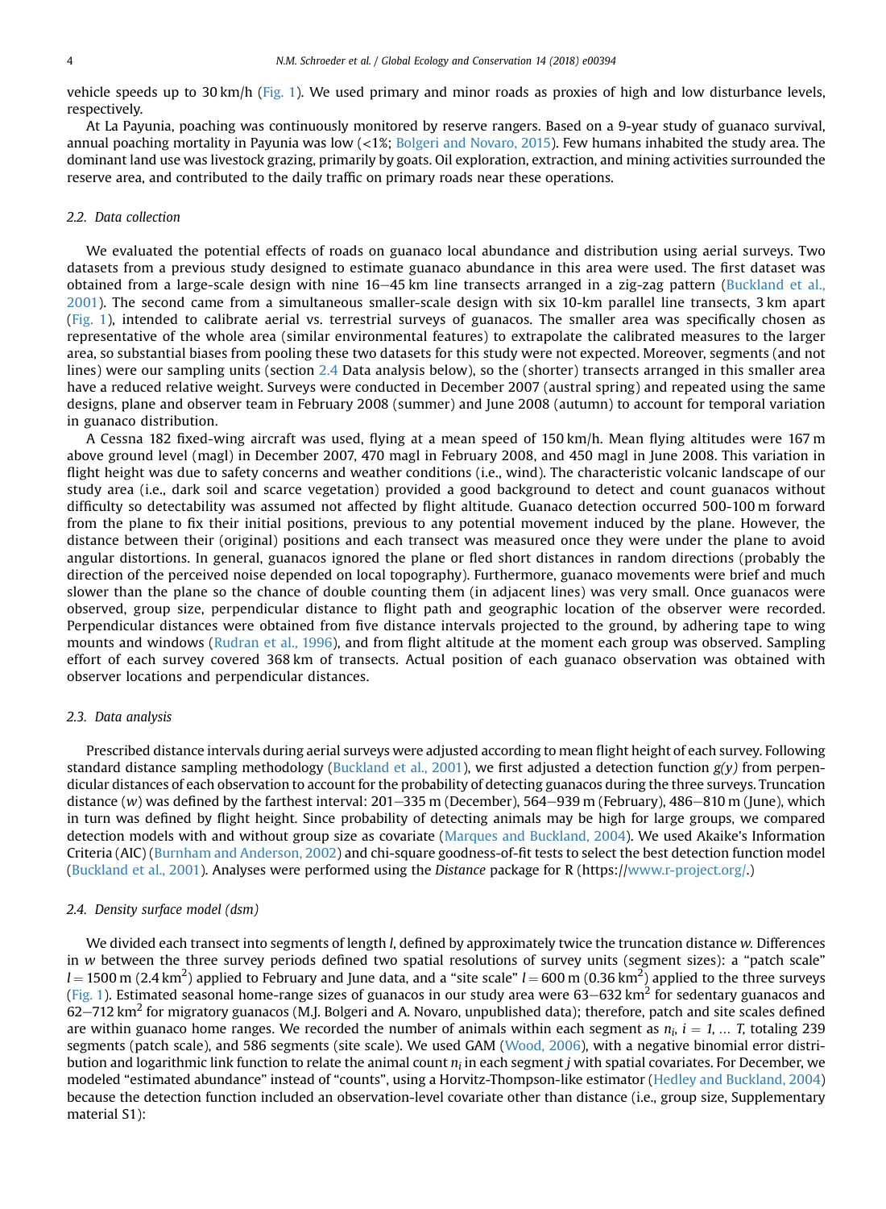vehicle speeds up to 30 km/h (Fig. 1). We used primary and minor roads as proxies of high and low disturbance levels, respectively.

At La Payunia, poaching was continuously monitored by reserve rangers. Based on a 9-year study of guanaco survival, annual poaching mortality in Payunia was low (<1%; Bolgeri and Novaro, 2015). Few humans inhabited the study area. The dominant land use was livestock grazing, primarily by goats. Oil exploration, extraction, and mining activities surrounded the reserve area, and contributed to the daily traffic on primary roads near these operations.

### 2.2. Data collection

We evaluated the potential effects of roads on guanaco local abundance and distribution using aerial surveys. Two datasets from a previous study designed to estimate guanaco abundance in this area were used. The first dataset was obtained from a large-scale design with nine 16–45 km line transects arranged in a zig-zag pattern (Buckland et al., 2001). The second came from a simultaneous smaller-scale design with six 10-km parallel line transects, 3 km apart (Fig. 1), intended to calibrate aerial vs. terrestrial surveys of guanacos. The smaller area was specifically chosen as representative of the whole area (similar environmental features) to extrapolate the calibrated measures to the larger area, so substantial biases from pooling these two datasets for this study were not expected. Moreover, segments (and not lines) were our sampling units (section 2.4 Data analysis below), so the (shorter) transects arranged in this smaller area have a reduced relative weight. Surveys were conducted in December 2007 (austral spring) and repeated using the same designs, plane and observer team in February 2008 (summer) and June 2008 (autumn) to account for temporal variation in guanaco distribution.

A Cessna 182 fixed-wing aircraft was used, flying at a mean speed of 150 km/h. Mean flying altitudes were 167 m above ground level (magl) in December 2007, 470 magl in February 2008, and 450 magl in June 2008. This variation in flight height was due to safety concerns and weather conditions (i.e., wind). The characteristic volcanic landscape of our study area (i.e., dark soil and scarce vegetation) provided a good background to detect and count guanacos without difficulty so detectability was assumed not affected by flight altitude. Guanaco detection occurred 500-100 m forward from the plane to fix their initial positions, previous to any potential movement induced by the plane. However, the distance between their (original) positions and each transect was measured once they were under the plane to avoid angular distortions. In general, guanacos ignored the plane or fled short distances in random directions (probably the direction of the perceived noise depended on local topography). Furthermore, guanaco movements were brief and much slower than the plane so the chance of double counting them (in adjacent lines) was very small. Once guanacos were observed, group size, perpendicular distance to flight path and geographic location of the observer were recorded. Perpendicular distances were obtained from five distance intervals projected to the ground, by adhering tape to wing mounts and windows (Rudran et al., 1996), and from flight altitude at the moment each group was observed. Sampling effort of each survey covered 368 km of transects. Actual position of each guanaco observation was obtained with observer locations and perpendicular distances.

### 2.3. Data analysis

Prescribed distance intervals during aerial surveys were adjusted according to mean flight height of each survey. Following standard distance sampling methodology (Buckland et al., 2001), we first adjusted a detection function $g(y)$ from perpendicular distances of each observation to account for the probability of detecting guanacos during the three surveys. Truncation distance ($w$) was defined by the farthest interval: 201–335 m (December), 564–939 m (February), 486–810 m (June), which in turn was defined by flight height. Since probability of detecting animals may be high for large groups, we compared detection models with and without group size as covariate (Marques and Buckland, 2004). We used Akaike's Information Criteria (AIC) (Burnham and Anderson, 2002) and chi-square goodness-of-fit tests to select the best detection function model (Buckland et al., 2001). Analyses were performed using the *Distance* package for R (https://www.r-project.org/.)

### 2.4. Density surface model (dsm)

We divided each transect into segments of length $l$, defined by approximately twice the truncation distance $w$. Differences in $w$ between the three survey periods defined two spatial resolutions of survey units (segment sizes): a "patch scale" $l = 1500$ m (2.4 km$^2$) applied to February and June data, and a "site scale" $l = 600$ m (0.36 km$^2$) applied to the three surveys (Fig. 1). Estimated seasonal home-range sizes of guanacos in our study area were 63–632 km$^2$ for sedentary guanacos and 62–712 km$^2$ for migratory guanacos (M.J. Bolgeri and A. Novaro, unpublished data); therefore, patch and site scales defined are within guanaco home ranges. We recorded the number of animals within each segment as $n_i$, $i = 1, \ldots T$, totaling 239 segments (patch scale), and 586 segments (site scale). We used GAM (Wood, 2006), with a negative binomial error distribution and logarithmic link function to relate the animal count $n_i$ in each segment $j$ with spatial covariates. For December, we modeled "estimated abundance" instead of "counts", using a Horvitz-Thompson-like estimator (Hedley and Buckland, 2004) because the detection function included an observation-level covariate other than distance (i.e., group size, Supplementary material S1):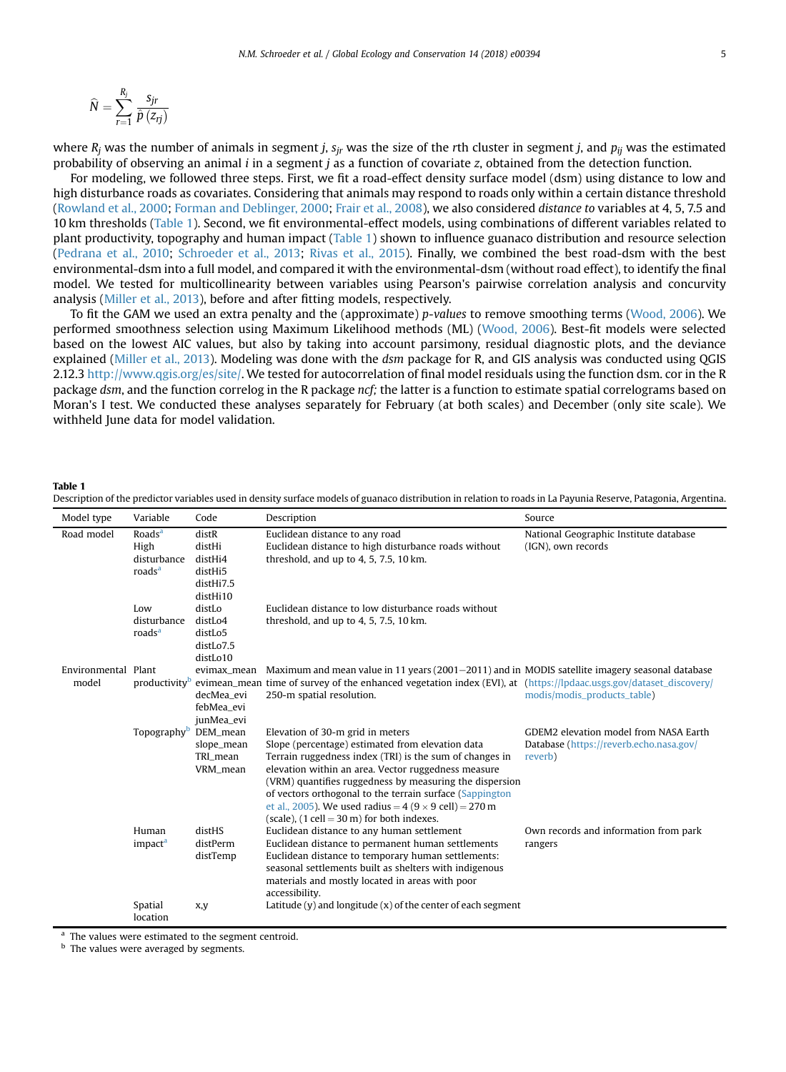$$\widehat{N} = \sum_{r=1}^{R_j} \frac{s_{jr}}{\hat{p}(z_{rj})}$$

where $R_j$ was the number of animals in segment $j$, $s_{jr}$ was the size of the $r$th cluster in segment $j$, and $p_{ij}$ was the estimated probability of observing an animal $i$ in a segment $j$ as a function of covariate $z$, obtained from the detection function.

For modeling, we followed three steps. First, we fit a road-effect density surface model (dsm) using distance to low and high disturbance roads as covariates. Considering that animals may respond to roads only within a certain distance threshold (Rowland et al., 2000; Forman and Deblinger, 2000; Frair et al., 2008), we also considered *distance to* variables at 4, 5, 7.5 and 10 km thresholds (Table 1). Second, we fit environmental-effect models, using combinations of different variables related to plant productivity, topography and human impact (Table 1) shown to influence guanaco distribution and resource selection (Pedrana et al., 2010; Schroeder et al., 2013; Rivas et al., 2015). Finally, we combined the best road-dsm with the best environmental-dsm into a full model, and compared it with the environmental-dsm (without road effect), to identify the final model. We tested for multicollinearity between variables using Pearson's pairwise correlation analysis and concurvity analysis (Miller et al., 2013), before and after fitting models, respectively.

To fit the GAM we used an extra penalty and the (approximate) *p-values* to remove smoothing terms (Wood, 2006). We performed smoothness selection using Maximum Likelihood methods (ML) (Wood, 2006). Best-fit models were selected based on the lowest AIC values, but also by taking into account parsimony, residual diagnostic plots, and the deviance explained (Miller et al., 2013). Modeling was done with the *dsm* package for R, and GIS analysis was conducted using QGIS 2.12.3 http://www.qgis.org/es/site/. We tested for autocorrelation of final model residuals using the function dsm. cor in the R package *dsm*, and the function correlog in the R package *ncf;* the latter is a function to estimate spatial correlograms based on Moran's I test. We conducted these analyses separately for February (at both scales) and December (only site scale). We withheld June data for model validation.

**Table 1**
Description of the predictor variables used in density surface models of guanaco distribution in relation to roads in La Payunia Reserve, Patagonia, Argentina.

| Model type | Variable | Code | Description | Source |
|---|---|---|---|---|
| Road model | Roads[a] | distR | Euclidean distance to any road | National Geographic Institute database (IGN), own records |
| | High disturbance roads[a] | distHi, distHi4, distHi5, distHi7.5, distHi10 | Euclidean distance to high disturbance roads without threshold, and up to 4, 5, 7.5, 10 km. | |
| | Low disturbance roads[a] | distLo, distLo4, distLo5, distLo7.5, distLo10 | Euclidean distance to low disturbance roads without threshold, and up to 4, 5, 7.5, 10 km. | |
| Environmental model | Plant productivity[b] | evimax_mean, evimean_mean, decMea_evi, febMea_evi, junMea_evi | Maximum and mean value in 11 years (2001–2011) and in time of survey of the enhanced vegetation index (EVI), at 250-m spatial resolution. | MODIS satellite imagery seasonal database (https://lpdaac.usgs.gov/dataset_discovery/modis/modis_products_table) |
| | Topography[b] | DEM_mean, slope_mean, TRI_mean, VRM_mean | Elevation of 30-m grid in meters. Slope (percentage) estimated from elevation data. Terrain ruggedness index (TRI) is the sum of changes in elevation within an area. Vector ruggedness measure (VRM) quantifies ruggedness by measuring the dispersion of vectors orthogonal to the terrain surface (Sappington et al., 2005). We used radius = 4 (9 × 9 cell) = 270 m (scale), (1 cell = 30 m) for both indexes. | GDEM2 elevation model from NASA Earth Database (https://reverb.echo.nasa.gov/reverb) |
| | Human impact[a] | distHS, distPerm, distTemp | Euclidean distance to any human settlement. Euclidean distance to permanent human settlements. Euclidean distance to temporary human settlements: seasonal settlements built as shelters with indigenous materials and mostly located in areas with poor accessibility. | Own records and information from park rangers |
| | Spatial location | x,y | Latitude (y) and longitude (x) of the center of each segment | |

[a] The values were estimated to the segment centroid.
[b] The values were averaged by segments.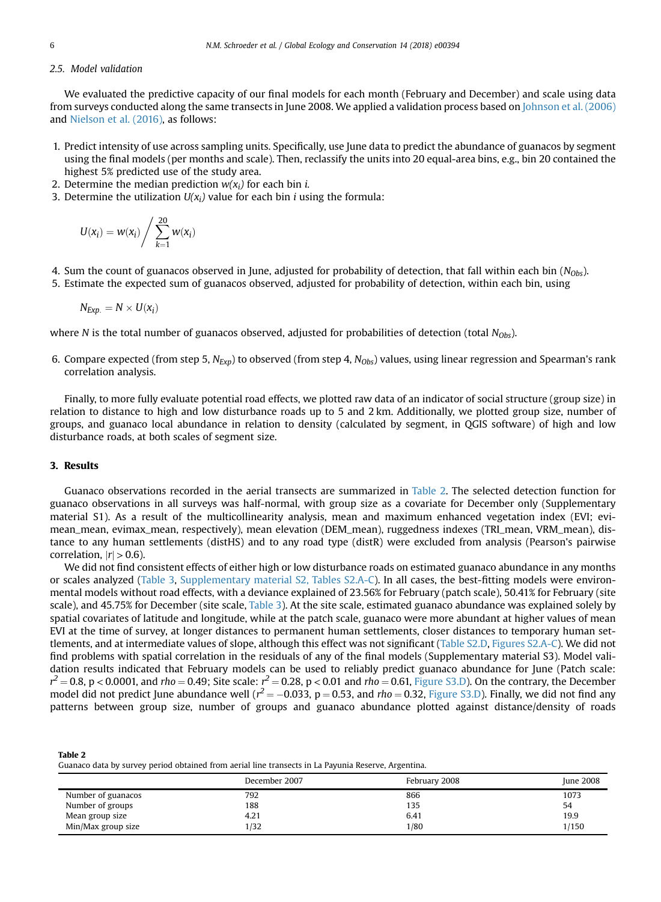### 2.5. Model validation

We evaluated the predictive capacity of our final models for each month (February and December) and scale using data from surveys conducted along the same transects in June 2008. We applied a validation process based on Johnson et al. (2006) and Nielson et al. (2016), as follows:

1. Predict intensity of use across sampling units. Specifically, use June data to predict the abundance of guanacos by segment using the final models (per months and scale). Then, reclassify the units into 20 equal-area bins, e.g., bin 20 contained the highest 5% predicted use of the study area.
2. Determine the median prediction $w(x_i)$ for each bin $i$.
3. Determine the utilization $U(x_i)$ value for each bin $i$ using the formula:

$$U(x_i) = w(x_i) \Bigg/ \sum_{k=1}^{20} w(x_i)$$

4. Sum the count of guanacos observed in June, adjusted for probability of detection, that fall within each bin ($N_{Obs}$).
5. Estimate the expected sum of guanacos observed, adjusted for probability of detection, within each bin, using

$$N_{Exp.} = N \times U(x_i)$$

where $N$ is the total number of guanacos observed, adjusted for probabilities of detection (total $N_{Obs}$).

6. Compare expected (from step 5, $N_{Exp}$) to observed (from step 4, $N_{Obs}$) values, using linear regression and Spearman's rank correlation analysis.

Finally, to more fully evaluate potential road effects, we plotted raw data of an indicator of social structure (group size) in relation to distance to high and low disturbance roads up to 5 and 2 km. Additionally, we plotted group size, number of groups, and guanaco local abundance in relation to density (calculated by segment, in QGIS software) of high and low disturbance roads, at both scales of segment size.

## 3. Results

Guanaco observations recorded in the aerial transects are summarized in Table 2. The selected detection function for guanaco observations in all surveys was half-normal, with group size as a covariate for December only (Supplementary material S1). As a result of the multicollinearity analysis, mean and maximum enhanced vegetation index (EVI; evimean_mean, evimax_mean, respectively), mean elevation (DEM_mean), ruggedness indexes (TRI_mean, VRM_mean), distance to any human settlements (distHS) and to any road type (distR) were excluded from analysis (Pearson's pairwise correlation, $|r| > 0.6$).

We did not find consistent effects of either high or low disturbance roads on estimated guanaco abundance in any months or scales analyzed (Table 3, Supplementary material S2, Tables S2.A-C). In all cases, the best-fitting models were environmental models without road effects, with a deviance explained of 23.56% for February (patch scale), 50.41% for February (site scale), and 45.75% for December (site scale, Table 3). At the site scale, estimated guanaco abundance was explained solely by spatial covariates of latitude and longitude, while at the patch scale, guanaco were more abundant at higher values of mean EVI at the time of survey, at longer distances to permanent human settlements, closer distances to temporary human settlements, and at intermediate values of slope, although this effect was not significant (Table S2.D, Figures S2.A-C). We did not find problems with spatial correlation in the residuals of any of the final models (Supplementary material S3). Model validation results indicated that February models can be used to reliably predict guanaco abundance for June (Patch scale: $r^2 = 0.8$, $p < 0.0001$, and $rho = 0.49$; Site scale: $r^2 = 0.28$, $p < 0.01$ and $rho = 0.61$, Figure S3.D). On the contrary, the December model did not predict June abundance well ($r^2 = -0.033$, $p = 0.53$, and $rho = 0.32$, Figure S3.D). Finally, we did not find any patterns between group size, number of groups and guanaco abundance plotted against distance/density of roads

**Table 2**
Guanaco data by survey period obtained from aerial line transects in La Payunia Reserve, Argentina.

| | December 2007 | February 2008 | June 2008 |
|---|---|---|---|
| Number of guanacos | 792 | 866 | 1073 |
| Number of groups | 188 | 135 | 54 |
| Mean group size | 4.21 | 6.41 | 19.9 |
| Min/Max group size | 1/32 | 1/80 | 1/150 |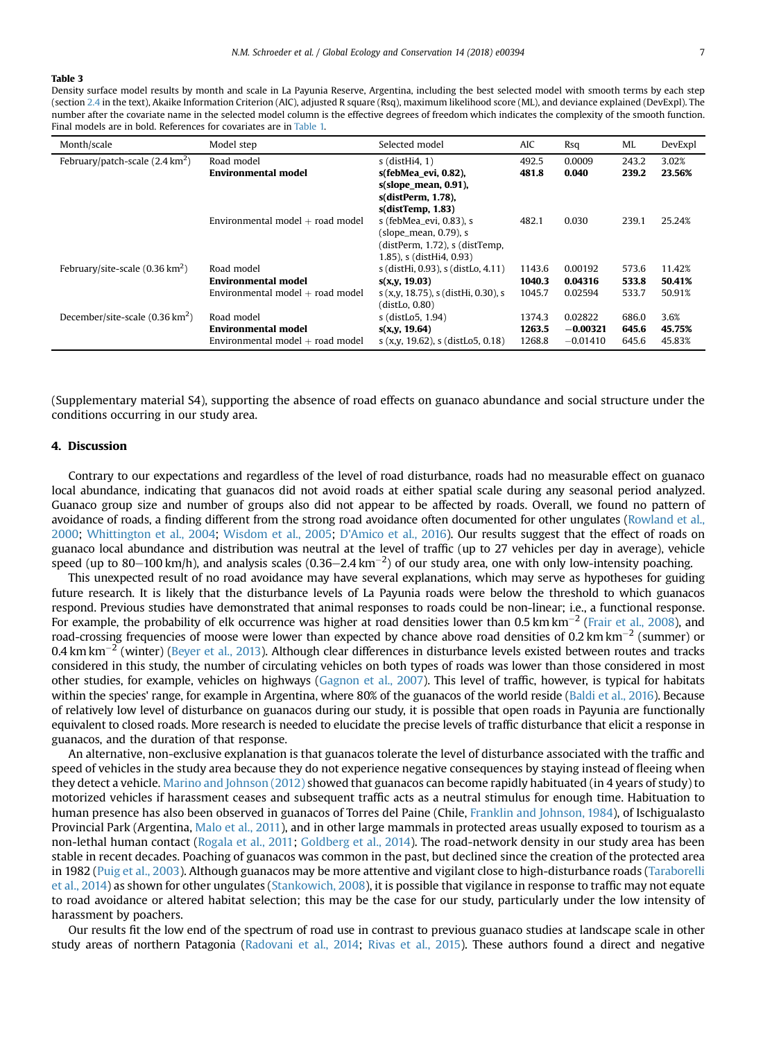**Table 3**
Density surface model results by month and scale in La Payunia Reserve, Argentina, including the best selected model with smooth terms by each step (section 2.4 in the text), Akaike Information Criterion (AIC), adjusted R square (Rsq), maximum likelihood score (ML), and deviance explained (DevExpl). The number after the covariate name in the selected model column is the effective degrees of freedom which indicates the complexity of the smooth function. Final models are in bold. References for covariates are in Table 1.

| Month/scale | Model step | Selected model | AIC | Rsq | ML | DevExpl |
|---|---|---|---|---|---|---|
| February/patch-scale (2.4 $km^2$) | Road model | s (distHi4, 1) | 492.5 | 0.0009 | 243.2 | 3.02% |
| | **Environmental model** | **s(febMea_evi, 0.82), s(slope_mean, 0.91), s(distPerm, 1.78), s(distTemp, 1.83)** | **481.8** | **0.040** | **239.2** | **23.56%** |
| | Environmental model + road model | s (febMea_evi, 0.83), s (slope_mean, 0.79), s (distPerm, 1.72), s (distTemp, 1.85), s (distHi4, 0.93) | 482.1 | 0.030 | 239.1 | 25.24% |
| February/site-scale (0.36 $km^2$) | Road model | s (distHi, 0.93), s (distLo, 4.11) | 1143.6 | 0.00192 | 573.6 | 11.42% |
| | **Environmental model** | **s(x,y, 19.03)** | **1040.3** | **0.04316** | **533.8** | **50.41%** |
| | Environmental model + road model | s (x,y, 18.75), s (distHi, 0.30), s (distLo, 0.80) | 1045.7 | 0.02594 | 533.7 | 50.91% |
| December/site-scale (0.36 $km^2$) | Road model | s (distLo5, 1.94) | 1374.3 | 0.02822 | 686.0 | 3.6% |
| | **Environmental model** | **s(x,y, 19.64)** | **1263.5** | **−0.00321** | **645.6** | **45.75%** |
| | Environmental model + road model | s (x,y, 19.62), s (distLo5, 0.18) | 1268.8 | −0.01410 | 645.6 | 45.83% |

(Supplementary material S4), supporting the absence of road effects on guanaco abundance and social structure under the conditions occurring in our study area.

## 4. Discussion

Contrary to our expectations and regardless of the level of road disturbance, roads had no measurable effect on guanaco local abundance, indicating that guanacos did not avoid roads at either spatial scale during any seasonal period analyzed. Guanaco group size and number of groups also did not appear to be affected by roads. Overall, we found no pattern of avoidance of roads, a finding different from the strong road avoidance often documented for other ungulates (Rowland et al., 2000; Whittington et al., 2004; Wisdom et al., 2005; D'Amico et al., 2016). Our results suggest that the effect of roads on guanaco local abundance and distribution was neutral at the level of traffic (up to 27 vehicles per day in average), vehicle speed (up to 80–100 km/h), and analysis scales (0.36–2.4 $km^{-2}$) of our study area, one with only low-intensity poaching.

This unexpected result of no road avoidance may have several explanations, which may serve as hypotheses for guiding future research. It is likely that the disturbance levels of La Payunia roads were below the threshold to which guanacos respond. Previous studies have demonstrated that animal responses to roads could be non-linear; i.e., a functional response. For example, the probability of elk occurrence was higher at road densities lower than 0.5 km $km^{-2}$ (Frair et al., 2008), and road-crossing frequencies of moose were lower than expected by chance above road densities of 0.2 km $km^{-2}$ (summer) or 0.4 km $km^{-2}$ (winter) (Beyer et al., 2013). Although clear differences in disturbance levels existed between routes and tracks considered in this study, the number of circulating vehicles on both types of roads was lower than those considered in most other studies, for example, vehicles on highways (Gagnon et al., 2007). This level of traffic, however, is typical for habitats within the species' range, for example in Argentina, where 80% of the guanacos of the world reside (Baldi et al., 2016). Because of relatively low level of disturbance on guanacos during our study, it is possible that open roads in Payunia are functionally equivalent to closed roads. More research is needed to elucidate the precise levels of traffic disturbance that elicit a response in guanacos, and the duration of that response.

An alternative, non-exclusive explanation is that guanacos tolerate the level of disturbance associated with the traffic and speed of vehicles in the study area because they do not experience negative consequences by staying instead of fleeing when they detect a vehicle. Marino and Johnson (2012) showed that guanacos can become rapidly habituated (in 4 years of study) to motorized vehicles if harassment ceases and subsequent traffic acts as a neutral stimulus for enough time. Habituation to human presence has also been observed in guanacos of Torres del Paine (Chile, Franklin and Johnson, 1984), of Ischigualasto Provincial Park (Argentina, Malo et al., 2011), and in other large mammals in protected areas usually exposed to tourism as a non-lethal human contact (Rogala et al., 2011; Goldberg et al., 2014). The road-network density in our study area has been stable in recent decades. Poaching of guanacos was common in the past, but declined since the creation of the protected area in 1982 (Puig et al., 2003). Although guanacos may be more attentive and vigilant close to high-disturbance roads (Taraborelli et al., 2014) as shown for other ungulates (Stankowich, 2008), it is possible that vigilance in response to traffic may not equate to road avoidance or altered habitat selection; this may be the case for our study, particularly under the low intensity of harassment by poachers.

Our results fit the low end of the spectrum of road use in contrast to previous guanaco studies at landscape scale in other study areas of northern Patagonia (Radovani et al., 2014; Rivas et al., 2015). These authors found a direct and negative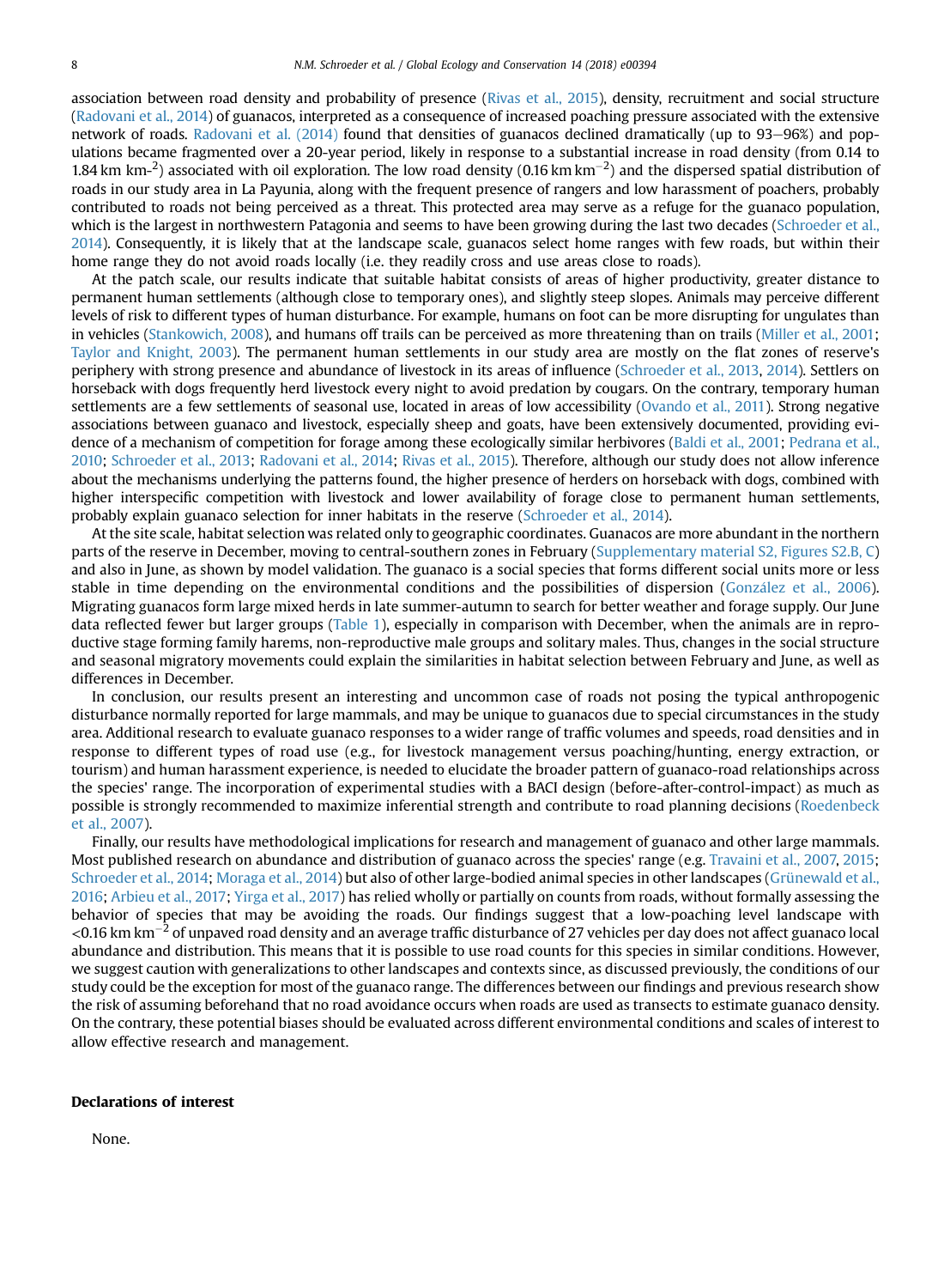association between road density and probability of presence (Rivas et al., 2015), density, recruitment and social structure (Radovani et al., 2014) of guanacos, interpreted as a consequence of increased poaching pressure associated with the extensive network of roads. Radovani et al. (2014) found that densities of guanacos declined dramatically (up to 93–96%) and populations became fragmented over a 20-year period, likely in response to a substantial increase in road density (from 0.14 to 1.84 km km-$^{2}$) associated with oil exploration. The low road density (0.16 km km$^{-2}$) and the dispersed spatial distribution of roads in our study area in La Payunia, along with the frequent presence of rangers and low harassment of poachers, probably contributed to roads not being perceived as a threat. This protected area may serve as a refuge for the guanaco population, which is the largest in northwestern Patagonia and seems to have been growing during the last two decades (Schroeder et al., 2014). Consequently, it is likely that at the landscape scale, guanacos select home ranges with few roads, but within their home range they do not avoid roads locally (i.e. they readily cross and use areas close to roads).

At the patch scale, our results indicate that suitable habitat consists of areas of higher productivity, greater distance to permanent human settlements (although close to temporary ones), and slightly steep slopes. Animals may perceive different levels of risk to different types of human disturbance. For example, humans on foot can be more disrupting for ungulates than in vehicles (Stankowich, 2008), and humans off trails can be perceived as more threatening than on trails (Miller et al., 2001; Taylor and Knight, 2003). The permanent human settlements in our study area are mostly on the flat zones of reserve's periphery with strong presence and abundance of livestock in its areas of influence (Schroeder et al., 2013, 2014). Settlers on horseback with dogs frequently herd livestock every night to avoid predation by cougars. On the contrary, temporary human settlements are a few settlements of seasonal use, located in areas of low accessibility (Ovando et al., 2011). Strong negative associations between guanaco and livestock, especially sheep and goats, have been extensively documented, providing evidence of a mechanism of competition for forage among these ecologically similar herbivores (Baldi et al., 2001; Pedrana et al., 2010; Schroeder et al., 2013; Radovani et al., 2014; Rivas et al., 2015). Therefore, although our study does not allow inference about the mechanisms underlying the patterns found, the higher presence of herders on horseback with dogs, combined with higher interspecific competition with livestock and lower availability of forage close to permanent human settlements, probably explain guanaco selection for inner habitats in the reserve (Schroeder et al., 2014).

At the site scale, habitat selection was related only to geographic coordinates. Guanacos are more abundant in the northern parts of the reserve in December, moving to central-southern zones in February (Supplementary material S2, Figures S2.B, C) and also in June, as shown by model validation. The guanaco is a social species that forms different social units more or less stable in time depending on the environmental conditions and the possibilities of dispersion (González et al., 2006). Migrating guanacos form large mixed herds in late summer-autumn to search for better weather and forage supply. Our June data reflected fewer but larger groups (Table 1), especially in comparison with December, when the animals are in reproductive stage forming family harems, non-reproductive male groups and solitary males. Thus, changes in the social structure and seasonal migratory movements could explain the similarities in habitat selection between February and June, as well as differences in December.

In conclusion, our results present an interesting and uncommon case of roads not posing the typical anthropogenic disturbance normally reported for large mammals, and may be unique to guanacos due to special circumstances in the study area. Additional research to evaluate guanaco responses to a wider range of traffic volumes and speeds, road densities and in response to different types of road use (e.g., for livestock management versus poaching/hunting, energy extraction, or tourism) and human harassment experience, is needed to elucidate the broader pattern of guanaco-road relationships across the species' range. The incorporation of experimental studies with a BACI design (before-after-control-impact) as much as possible is strongly recommended to maximize inferential strength and contribute to road planning decisions (Roedenbeck et al., 2007).

Finally, our results have methodological implications for research and management of guanaco and other large mammals. Most published research on abundance and distribution of guanaco across the species' range (e.g. Travaini et al., 2007, 2015; Schroeder et al., 2014; Moraga et al., 2014) but also of other large-bodied animal species in other landscapes (Grünewald et al., 2016; Arbieu et al., 2017; Yirga et al., 2017) has relied wholly or partially on counts from roads, without formally assessing the behavior of species that may be avoiding the roads. Our findings suggest that a low-poaching level landscape with <0.16 km km$^{-2}$ of unpaved road density and an average traffic disturbance of 27 vehicles per day does not affect guanaco local abundance and distribution. This means that it is possible to use road counts for this species in similar conditions. However, we suggest caution with generalizations to other landscapes and contexts since, as discussed previously, the conditions of our study could be the exception for most of the guanaco range. The differences between our findings and previous research show the risk of assuming beforehand that no road avoidance occurs when roads are used as transects to estimate guanaco density. On the contrary, these potential biases should be evaluated across different environmental conditions and scales of interest to allow effective research and management.

## Declarations of interest

None.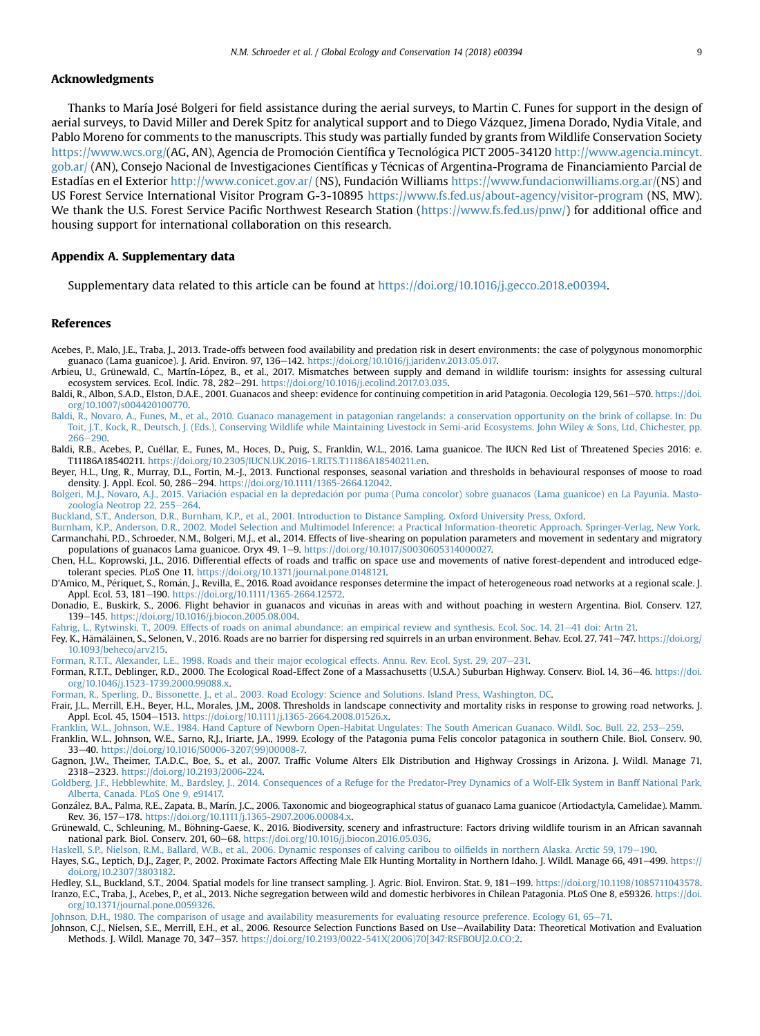## Acknowledgments

Thanks to María José Bolgeri for field assistance during the aerial surveys, to Martin C. Funes for support in the design of aerial surveys, to David Miller and Derek Spitz for analytical support and to Diego Vázquez, Jimena Dorado, Nydia Vitale, and Pablo Moreno for comments to the manuscripts. This study was partially funded by grants from Wildlife Conservation Society https://www.wcs.org/(AG, AN), Agencia de Promoción Científica y Tecnológica PICT 2005-34120 http://www.agencia.mincyt.gob.ar/ (AN), Consejo Nacional de Investigaciones Científicas y Técnicas de Argentina-Programa de Financiamiento Parcial de Estadías en el Exterior http://www.conicet.gov.ar/ (NS), Fundación Williams https://www.fundacionwilliams.org.ar/(NS) and US Forest Service International Visitor Program G-3-10895 https://www.fs.fed.us/about-agency/visitor-program (NS, MW). We thank the U.S. Forest Service Pacific Northwest Research Station (https://www.fs.fed.us/pnw/) for additional office and housing support for international collaboration on this research.

## Appendix A. Supplementary data

Supplementary data related to this article can be found at https://doi.org/10.1016/j.gecco.2018.e00394.

## References

Acebes, P., Malo, J.E., Traba, J., 2013. Trade-offs between food availability and predation risk in desert environments: the case of polygynous monomorphic guanaco (Lama guanicoe). J. Arid. Environ. 97, 136–142. https://doi.org/10.1016/j.jaridenv.2013.05.017.

Arbieu, U., Grünewald, C., Martín-López, B., et al., 2017. Mismatches between supply and demand in wildlife tourism: insights for assessing cultural ecosystem services. Ecol. Indic. 78, 282–291. https://doi.org/10.1016/j.ecolind.2017.03.035.

Baldi, R., Albon, S.A.D., Elston, D.A.E., 2001. Guanacos and sheep: evidence for continuing competition in arid Patagonia. Oecologia 129, 561–570. https://doi.org/10.1007/s004420100770.

Baldi, R., Novaro, A., Funes, M., et al., 2010. Guanaco management in patagonian rangelands: a conservation opportunity on the brink of collapse. In: Du Toit, J.T., Kock, R., Deutsch, J. (Eds.), Conserving Wildlife while Maintaining Livestock in Semi-arid Ecosystems. John Wiley & Sons, Ltd, Chichester, pp. 266–290.

Baldi, R.B., Acebes, P., Cuéllar, E., Funes, M., Hoces, D., Puig, S., Franklin, W.L., 2016. Lama guanicoe. The IUCN Red List of Threatened Species 2016: e. T11186A18540211. https://doi.org/10.2305/IUCN.UK.2016-1.RLTS.T11186A18540211.en.

Beyer, H.L., Ung, R., Murray, D.L., Fortin, M.-J., 2013. Functional responses, seasonal variation and thresholds in behavioural responses of moose to road density. J. Appl. Ecol. 50, 286–294. https://doi.org/10.1111/1365-2664.12042.

Bolgeri, M.J., Novaro, A.J., 2015. Variación espacial en la depredación por puma (Puma concolor) sobre guanacos (Lama guanicoe) en La Payunia. Mastozoología Neotrop 22, 255–264.

Buckland, S.T., Anderson, D.R., Burnham, K.P., et al., 2001. Introduction to Distance Sampling. Oxford University Press, Oxford.

Burnham, K.P., Anderson, D.R., 2002. Model Selection and Multimodel Inference: a Practical Information-theoretic Approach. Springer-Verlag, New York.

Carmanchahi, P.D., Schroeder, N.M., Bolgeri, M.J., et al., 2014. Effects of live-shearing on population parameters and movement in sedentary and migratory populations of guanacos Lama guanicoe. Oryx 49, 1–9. https://doi.org/10.1017/S0030605314000027.

Chen, H.L., Koprowski, J.L., 2016. Differential effects of roads and traffic on space use and movements of native forest-dependent and introduced edge-tolerant species. PLoS One 11. https://doi.org/10.1371/journal.pone.0148121.

D'Amico, M., Périquet, S., Román, J., Revilla, E., 2016. Road avoidance responses determine the impact of heterogeneous road networks at a regional scale. J. Appl. Ecol. 53, 181–190. https://doi.org/10.1111/1365-2664.12572.

Donadio, E., Buskirk, S., 2006. Flight behavior in guanacos and vicuñas in areas with and without poaching in western Argentina. Biol. Conserv. 127, 139–145. https://doi.org/10.1016/j.biocon.2005.08.004.

Fahrig, L., Rytwinski, T., 2009. Effects of roads on animal abundance: an empirical review and synthesis. Ecol. Soc. 14, 21–41 doi: Artn 21.

Fey, K., Hämäläinen, S., Selonen, V., 2016. Roads are no barrier for dispersing red squirrels in an urban environment. Behav. Ecol. 27, 741–747. https://doi.org/10.1093/beheco/arv215.

Forman, R.T.T., Alexander, L.E., 1998. Roads and their major ecological effects. Annu. Rev. Ecol. Syst. 29, 207–231.

Forman, R.T.T., Deblinger, R.D., 2000. The Ecological Road-Effect Zone of a Massachusetts (U.S.A.) Suburban Highway. Conserv. Biol. 14, 36–46. https://doi.org/10.1046/j.1523-1739.2000.99088.x.

Forman, R., Sperling, D., Bissonette, J., et al., 2003. Road Ecology: Science and Solutions. Island Press, Washington, DC.

Frair, J.L., Merrill, E.H., Beyer, H.L., Morales, J.M., 2008. Thresholds in landscape connectivity and mortality risks in response to growing road networks. J. Appl. Ecol. 45, 1504–1513. https://doi.org/10.1111/j.1365-2664.2008.01526.x.

Franklin, W.L., Johnson, W.E., 1984. Hand Capture of Newborn Open-Habitat Ungulates: The South American Guanaco. Wildl. Soc. Bull. 22, 253–259.

Franklin, W.L., Johnson, W.E., Sarno, R.J., Iriarte, J.A., 1999. Ecology of the Patagonia puma Felis concolor patagonica in southern Chile. Biol. Conserv. 90, 33–40. https://doi.org/10.1016/S0006-3207(99)00008-7.

Gagnon, J.W., Theimer, T.A.D.C., Boe, S., et al., 2007. Traffic Volume Alters Elk Distribution and Highway Crossings in Arizona. J. Wildl. Manage 71, 2318–2323. https://doi.org/10.2193/2006-224.

Goldberg, J.F., Hebblewhite, M., Bardsley, J., 2014. Consequences of a Refuge for the Predator-Prey Dynamics of a Wolf-Elk System in Banff National Park, Alberta, Canada. PLoS One 9, e91417.

González, B.A., Palma, R.E., Zapata, B., Marín, J.C., 2006. Taxonomic and biogeographical status of guanaco Lama guanicoe (Artiodactyla, Camelidae). Mamm. Rev. 36, 157–178. https://doi.org/10.1111/j.1365-2907.2006.00084.x.

Grünewald, C., Schleuning, M., Böhning-Gaese, K., 2016. Biodiversity, scenery and infrastructure: Factors driving wildlife tourism in an African savannah national park. Biol. Conserv. 201, 60–68. https://doi.org/10.1016/j.biocon.2016.05.036.

Haskell, S.P., Nielson, R.M., Ballard, W.B., et al., 2006. Dynamic responses of calving caribou to oilfields in northern Alaska. Arctic 59, 179–190.

Hayes, S.G., Leptich, D.J., Zager, P., 2002. Proximate Factors Affecting Male Elk Hunting Mortality in Northern Idaho. J. Wildl. Manage 66, 491–499. https://doi.org/10.2307/3803182.

Hedley, S.L., Buckland, S.T., 2004. Spatial models for line transect sampling. J. Agric. Biol. Environ. Stat. 9, 181–199. https://doi.org/10.1198/1085711043578.

Iranzo, E.C., Traba, J., Acebes, P., et al., 2013. Niche segregation between wild and domestic herbivores in Chilean Patagonia. PLoS One 8, e59326. https://doi.org/10.1371/journal.pone.0059326.

Johnson, D.H., 1980. The comparison of usage and availability measurements for evaluating resource preference. Ecology 61, 65–71.

Johnson, C.J., Nielsen, S.E., Merrill, E.H., et al., 2006. Resource Selection Functions Based on Use–Availability Data: Theoretical Motivation and Evaluation Methods. J. Wildl. Manage 70, 347–357. https://doi.org/10.2193/0022-541X(2006)70[347:RSFBOU]2.0.CO;2.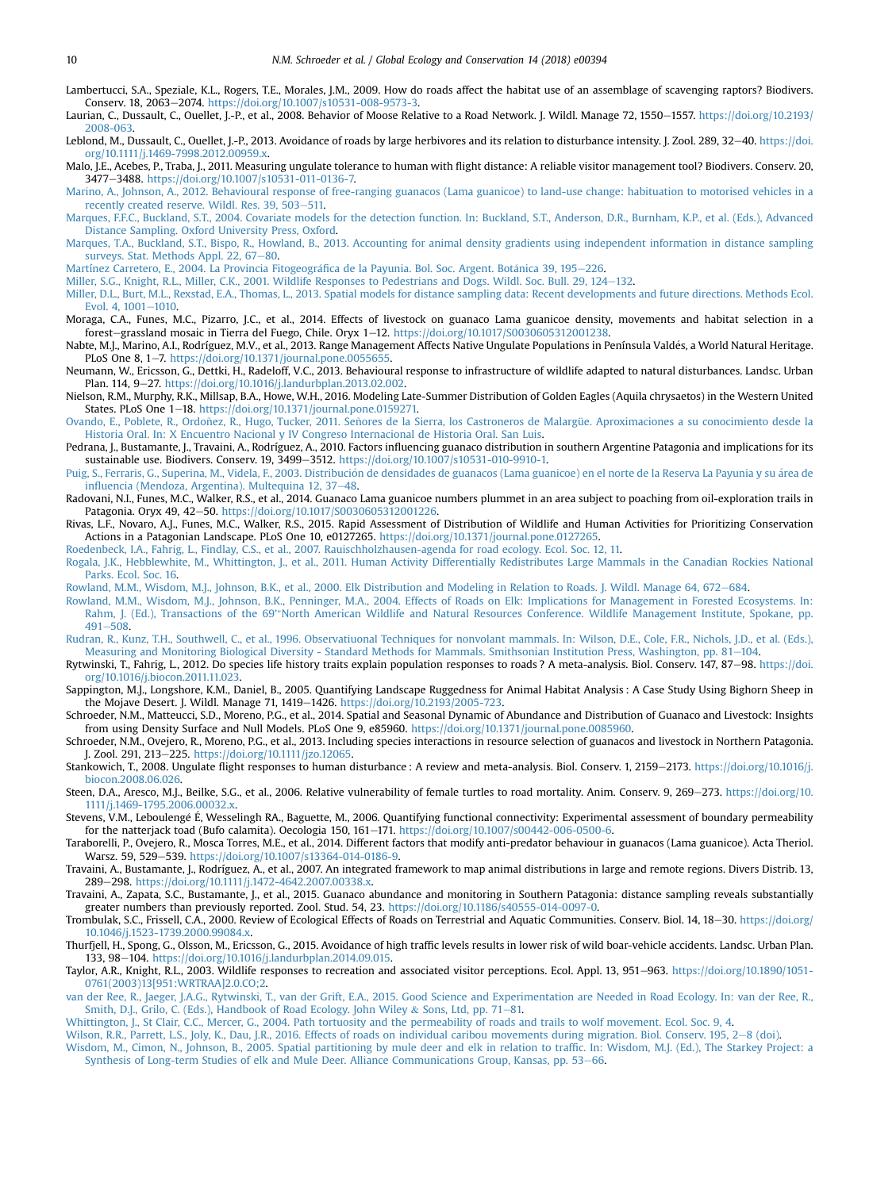Lambertucci, S.A., Speziale, K.L., Rogers, T.E., Morales, J.M., 2009. How do roads affect the habitat use of an assemblage of scavenging raptors? Biodivers. Conserv. 18, 2063–2074. https://doi.org/10.1007/s10531-008-9573-3.

Laurian, C., Dussault, C., Ouellet, J.-P., et al., 2008. Behavior of Moose Relative to a Road Network. J. Wildl. Manage 72, 1550–1557. https://doi.org/10.2193/2008-063.

Leblond, M., Dussault, C., Ouellet, J.-P., 2013. Avoidance of roads by large herbivores and its relation to disturbance intensity. J. Zool. 289, 32–40. https://doi.org/10.1111/j.1469-7998.2012.00959.x.

Malo, J.E., Acebes, P., Traba, J., 2011. Measuring ungulate tolerance to human with flight distance: A reliable visitor management tool? Biodivers. Conserv. 20, 3477–3488. https://doi.org/10.1007/s10531-011-0136-7.

Marino, A., Johnson, A., 2012. Behavioural response of free-ranging guanacos (Lama guanicoe) to land-use change: habituation to motorised vehicles in a recently created reserve. Wildl. Res. 39, 503–511.

Marques, F.F.C., Buckland, S.T., 2004. Covariate models for the detection function. In: Buckland, S.T., Anderson, D.R., Burnham, K.P., et al. (Eds.), Advanced Distance Sampling. Oxford University Press, Oxford.

Marques, T.A., Buckland, S.T., Bispo, R., Howland, B., 2013. Accounting for animal density gradients using independent information in distance sampling surveys. Stat. Methods Appl. 22, 67–80.

Martínez Carretero, E., 2004. La Provincia Fitogeográfica de la Payunia. Bol. Soc. Argent. Botánica 39, 195–226.

Miller, S.G., Knight, R.L., Miller, C.K., 2001. Wildlife Responses to Pedestrians and Dogs. Wildl. Soc. Bull. 29, 124–132.

Miller, D.L., Burt, M.L., Rexstad, E.A., Thomas, L., 2013. Spatial models for distance sampling data: Recent developments and future directions. Methods Ecol. Evol. 4, 1001–1010.

Moraga, C.A., Funes, M.C., Pizarro, J.C., et al., 2014. Effects of livestock on guanaco Lama guanicoe density, movements and habitat selection in a forest–grassland mosaic in Tierra del Fuego, Chile. Oryx 1–12. https://doi.org/10.1017/S0030605312001238.

Nabte, M.J., Marino, A.I., Rodríguez, M.V., et al., 2013. Range Management Affects Native Ungulate Populations in Península Valdés, a World Natural Heritage. PLoS One 8, 1–7. https://doi.org/10.1371/journal.pone.0055655.

Neumann, W., Ericsson, G., Dettki, H., Radeloff, V.C., 2013. Behavioural response to infrastructure of wildlife adapted to natural disturbances. Landsc. Urban Plan. 114, 9–27. https://doi.org/10.1016/j.landurbplan.2013.02.002.

Nielson, R.M., Murphy, R.K., Millsap, B.A., Howe, W.H., 2016. Modeling Late-Summer Distribution of Golden Eagles (Aquila chrysaetos) in the Western United States. PLoS One 1–18. https://doi.org/10.1371/journal.pone.0159271.

Ovando, E., Poblete, R., Ordoñez, R., Hugo, Tucker, 2011. Señores de la Sierra, los Castroneros de Malargüe. Aproximaciones a su conocimiento desde la Historia Oral. In: X Encuentro Nacional y IV Congreso Internacional de Historia Oral. San Luis.

Pedrana, J., Bustamante, J., Travaini, A., Rodríguez, A., 2010. Factors influencing guanaco distribution in southern Argentine Patagonia and implications for its sustainable use. Biodivers. Conserv. 19, 3499–3512. https://doi.org/10.1007/s10531-010-9910-1.

Puig, S., Ferraris, G., Superina, M., Videla, F., 2003. Distribución de densidades de guanacos (Lama guanicoe) en el norte de la Reserva La Payunia y su área de influencia (Mendoza, Argentina). Multequina 12, 37–48.

Radovani, N.I., Funes, M.C., Walker, R.S., et al., 2014. Guanaco Lama guanicoe numbers plummet in an area subject to poaching from oil-exploration trails in Patagonia. Oryx 49, 42–50. https://doi.org/10.1017/S0030605312001226.

Rivas, L.F., Novaro, A.J., Funes, M.C., Walker, R.S., 2015. Rapid Assessment of Distribution of Wildlife and Human Activities for Prioritizing Conservation Actions in a Patagonian Landscape. PLoS One 10, e0127265. https://doi.org/10.1371/journal.pone.0127265.

Roedenbeck, I.A., Fahrig, L., Findlay, C.S., et al., 2007. Rauischholzhausen-agenda for road ecology. Ecol. Soc. 12, 11.

Rogala, J.K., Hebblewhite, M., Whittington, J., et al., 2011. Human Activity Differentially Redistributes Large Mammals in the Canadian Rockies National Parks. Ecol. Soc. 16.

Rowland, M.M., Wisdom, M.J., Johnson, B.K., et al., 2000. Elk Distribution and Modeling in Relation to Roads. J. Wildl. Manage 64, 672–684.

Rowland, M.M., Wisdom, M.J., Johnson, B.K., Penninger, M.A., 2004. Effects of Roads on Elk: Implications for Management in Forested Ecosystems. In: Rahm, J. (Ed.), Transactions of the 69''North American Wildlife and Natural Resources Conference. Wildlife Management Institute, Spokane, pp. 491–508.

Rudran, R., Kunz, T.H., Southwell, C., et al., 1996. Observatiuonal Techniques for nonvolant mammals. In: Wilson, D.E., Cole, F.R., Nichols, J.D., et al. (Eds.), Measuring and Monitoring Biological Diversity - Standard Methods for Mammals. Smithsonian Institution Press, Washington, pp. 81–104.

Rytwinski, T., Fahrig, L., 2012. Do species life history traits explain population responses to roads ? A meta-analysis. Biol. Conserv. 147, 87–98. https://doi.org/10.1016/j.biocon.2011.11.023.

Sappington, M.J., Longshore, K.M., Daniel, B., 2005. Quantifying Landscape Ruggedness for Animal Habitat Analysis : A Case Study Using Bighorn Sheep in the Mojave Desert. J. Wildl. Manage 71, 1419–1426. https://doi.org/10.2193/2005-723.

Schroeder, N.M., Matteucci, S.D., Moreno, P.G., et al., 2014. Spatial and Seasonal Dynamic of Abundance and Distribution of Guanaco and Livestock: Insights from using Density Surface and Null Models. PLoS One 9, e85960. https://doi.org/10.1371/journal.pone.0085960.

Schroeder, N.M., Ovejero, R., Moreno, P.G., et al., 2013. Including species interactions in resource selection of guanacos and livestock in Northern Patagonia. J. Zool. 291, 213–225. https://doi.org/10.1111/jzo.12065.

Stankowich, T., 2008. Ungulate flight responses to human disturbance : A review and meta-analysis. Biol. Conserv. 1, 2159–2173. https://doi.org/10.1016/j.biocon.2008.06.026.

Steen, D.A., Aresco, M.J., Beilke, S.G., et al., 2006. Relative vulnerability of female turtles to road mortality. Anim. Conserv. 9, 269–273. https://doi.org/10.1111/j.1469-1795.2006.00032.x.

Stevens, V.M., Leboulengé É, Wesselingh RA., Baguette, M., 2006. Quantifying functional connectivity: Experimental assessment of boundary permeability for the natterjack toad (Bufo calamita). Oecologia 150, 161–171. https://doi.org/10.1007/s00442-006-0500-6.

Taraborelli, P., Ovejero, R., Mosca Torres, M.E., et al., 2014. Different factors that modify anti-predator behaviour in guanacos (Lama guanicoe). Acta Theriol. Warsz. 59, 529–539. https://doi.org/10.1007/s13364-014-0186-9.

Travaini, A., Bustamante, J., Rodríguez, A., et al., 2007. An integrated framework to map animal distributions in large and remote regions. Divers Distrib. 13, 289–298. https://doi.org/10.1111/j.1472-4642.2007.00338.x.

Travaini, A., Zapata, S.C., Bustamante, J., et al., 2015. Guanaco abundance and monitoring in Southern Patagonia: distance sampling reveals substantially greater numbers than previously reported. Zool. Stud. 54, 23. https://doi.org/10.1186/s40555-014-0097-0.

Trombulak, S.C., Frissell, C.A., 2000. Review of Ecological Effects of Roads on Terrestrial and Aquatic Communities. Conserv. Biol. 14, 18–30. https://doi.org/10.1046/j.1523-1739.2000.99084.x.

Thurfjell, H., Spong, G., Olsson, M., Ericsson, G., 2015. Avoidance of high traffic levels results in lower risk of wild boar-vehicle accidents. Landsc. Urban Plan. 133, 98–104. https://doi.org/10.1016/j.landurbplan.2014.09.015.

Taylor, A.R., Knight, R.L., 2003. Wildlife responses to recreation and associated visitor perceptions. Ecol. Appl. 13, 951–963. https://doi.org/10.1890/1051-0761(2003)13[951:WRTRAA]2.0.CO;2.

van der Ree, R., Jaeger, J.A.G., Rytwinski, T., van der Grift, E.A., 2015. Good Science and Experimentation are Needed in Road Ecology. In: van der Ree, R., Smith, D.J., Grilo, C. (Eds.), Handbook of Road Ecology. John Wiley & Sons, Ltd, pp. 71–81.

Whittington, J., St Clair, C.C., Mercer, G., 2004. Path tortuosity and the permeability of roads and trails to wolf movement. Ecol. Soc. 9, 4.

Wilson, R.R., Parrett, L.S., Joly, K., Dau, J.R., 2016. Effects of roads on individual caribou movements during migration. Biol. Conserv. 195, 2–8 (doi).

Wisdom, M., Cimon, N., Johnson, B., 2005. Spatial partitioning by mule deer and elk in relation to traffic. In: Wisdom, M.J. (Ed.), The Starkey Project: a Synthesis of Long-term Studies of elk and Mule Deer. Alliance Communications Group, Kansas, pp. 53–66.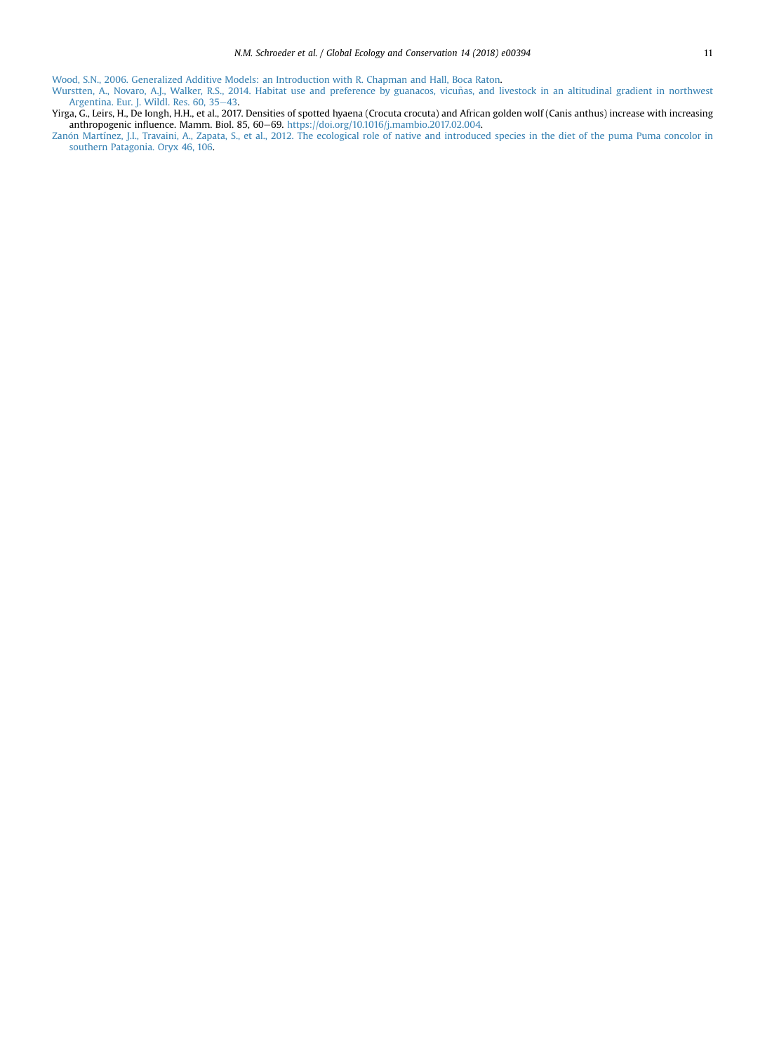Wood, S.N., 2006. Generalized Additive Models: an Introduction with R. Chapman and Hall, Boca Raton.

Wurstten, A., Novaro, A.J., Walker, R.S., 2014. Habitat use and preference by guanacos, vicuñas, and livestock in an altitudinal gradient in northwest Argentina. Eur. J. Wildl. Res. 60, 35–43.

Yirga, G., Leirs, H., De longh, H.H., et al., 2017. Densities of spotted hyaena (Crocuta crocuta) and African golden wolf (Canis anthus) increase with increasing anthropogenic influence. Mamm. Biol. 85, 60–69. https://doi.org/10.1016/j.mambio.2017.02.004.

Zanón Martínez, J.I., Travaini, A., Zapata, S., et al., 2012. The ecological role of native and introduced species in the diet of the puma Puma concolor in southern Patagonia. Oryx 46, 106.